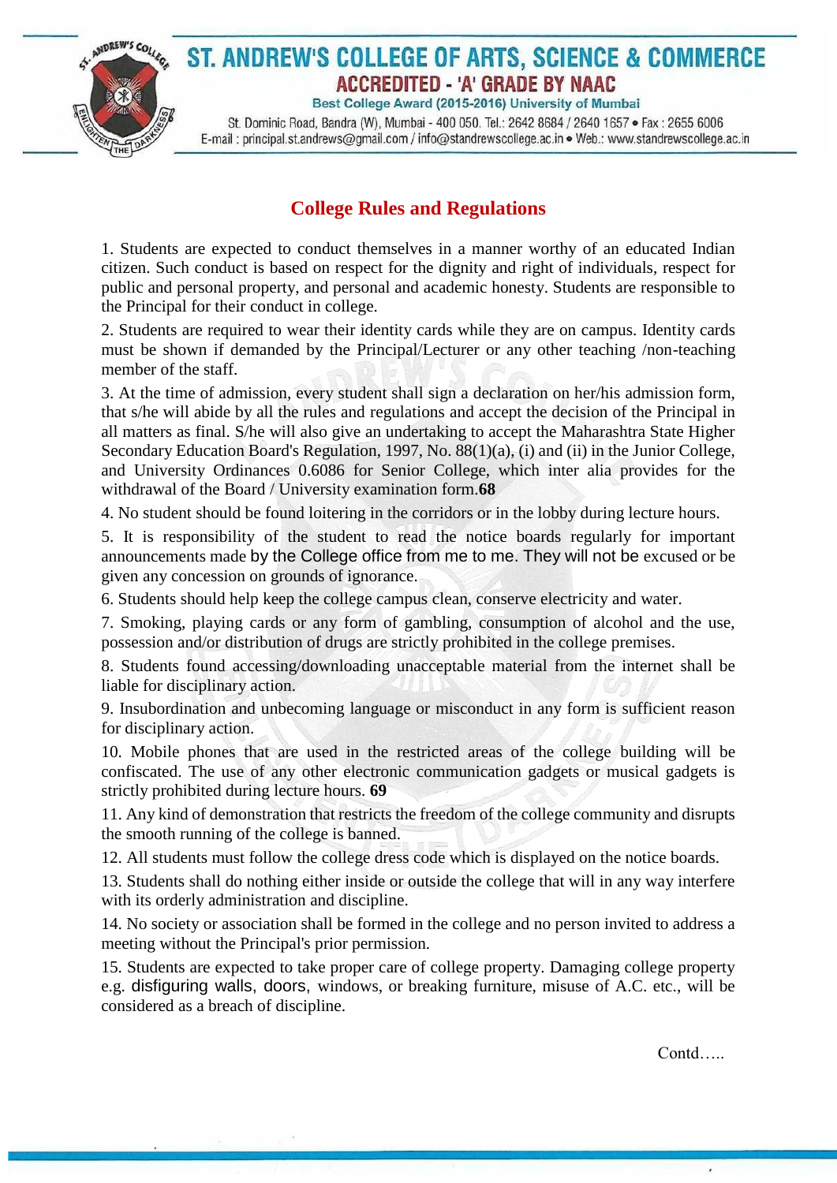# ST. ANDREW'S COLLEGE OF ARTS, SCIENCE & COMMERCE

**ACCREDITED - 'A' GRADE BY NAAC**

Best College Award (2015-2016) University of Mumbai

St. Dominic Road, Bandra (W), Mumbai - 400 050. Tel.: 2642 8684 / 2640 1657 • Fax : 2655 6006
E-mail : principal.st.andrews@gmail.com / info@standrewscollege.ac.in • Web.: www.standrewscollege.ac.in

## College Rules and Regulations

1. Students are expected to conduct themselves in a manner worthy of an educated Indian citizen. Such conduct is based on respect for the dignity and right of individuals, respect for public and personal property, and personal and academic honesty. Students are responsible to the Principal for their conduct in college.

2. Students are required to wear their identity cards while they are on campus. Identity cards must be shown if demanded by the Principal/Lecturer or any other teaching /non-teaching member of the staff.

3. At the time of admission, every student shall sign a declaration on her/his admission form, that s/he will abide by all the rules and regulations and accept the decision of the Principal in all matters as final. S/he will also give an undertaking to accept the Maharashtra State Higher Secondary Education Board's Regulation, 1997, No. 88(1)(a), (i) and (ii) in the Junior College, and University Ordinances 0.6086 for Senior College, which inter alia provides for the withdrawal of the Board / University examination form.**68**

4. No student should be found loitering in the corridors or in the lobby during lecture hours.

5. It is responsibility of the student to read the notice boards regularly for important announcements made by the College office from me to me. They will not be excused or be given any concession on grounds of ignorance.

6. Students should help keep the college campus clean, conserve electricity and water.

7. Smoking, playing cards or any form of gambling, consumption of alcohol and the use, possession and/or distribution of drugs are strictly prohibited in the college premises.

8. Students found accessing/downloading unacceptable material from the internet shall be liable for disciplinary action.

9. Insubordination and unbecoming language or misconduct in any form is sufficient reason for disciplinary action.

10. Mobile phones that are used in the restricted areas of the college building will be confiscated. The use of any other electronic communication gadgets or musical gadgets is strictly prohibited during lecture hours. **69**

11. Any kind of demonstration that restricts the freedom of the college community and disrupts the smooth running of the college is banned.

12. All students must follow the college dress code which is displayed on the notice boards.

13. Students shall do nothing either inside or outside the college that will in any way interfere with its orderly administration and discipline.

14. No society or association shall be formed in the college and no person invited to address a meeting without the Principal's prior permission.

15. Students are expected to take proper care of college property. Damaging college property e.g. disfiguring walls, doors, windows, or breaking furniture, misuse of A.C. etc., will be considered as a breach of discipline.

Contd…..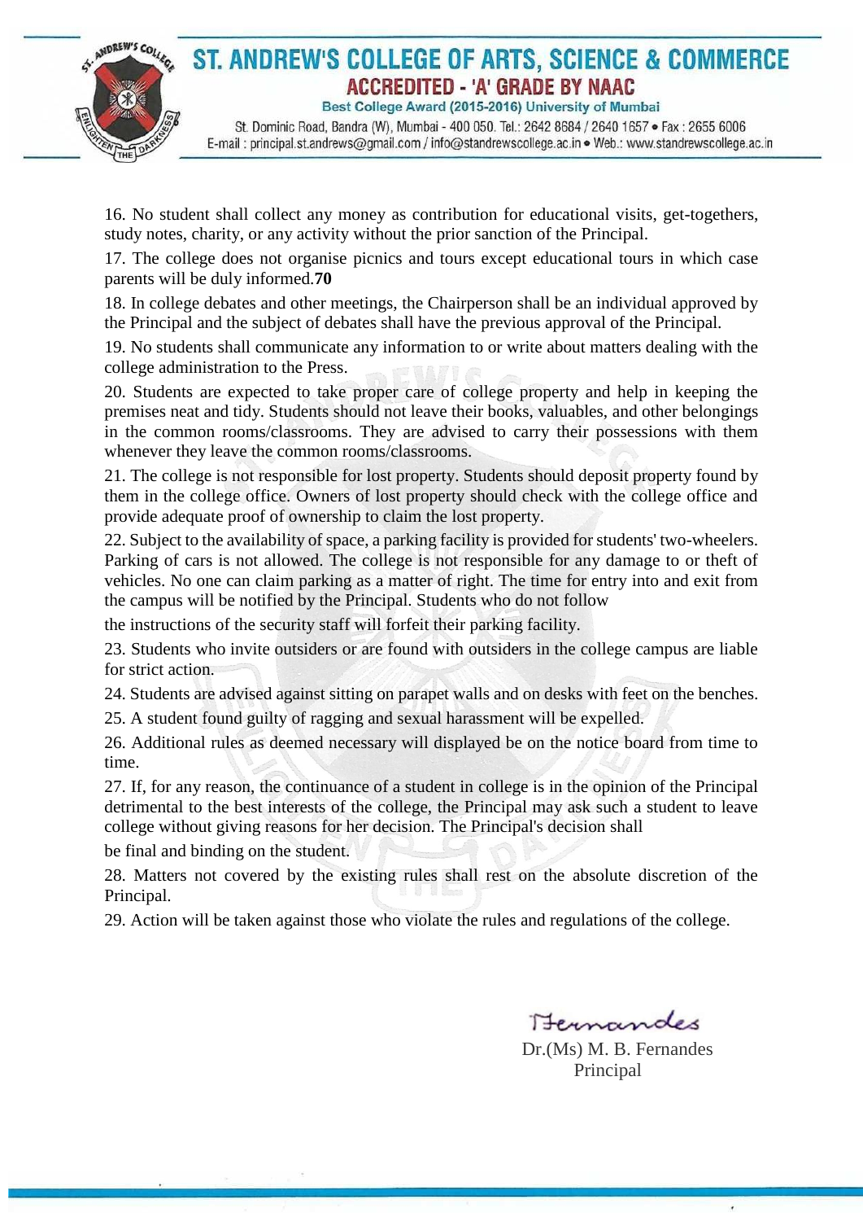16. No student shall collect any money as contribution for educational visits, get-togethers, study notes, charity, or any activity without the prior sanction of the Principal.

17. The college does not organise picnics and tours except educational tours in which case parents will be duly informed.**70**

18. In college debates and other meetings, the Chairperson shall be an individual approved by the Principal and the subject of debates shall have the previous approval of the Principal.

19. No students shall communicate any information to or write about matters dealing with the college administration to the Press.

20. Students are expected to take proper care of college property and help in keeping the premises neat and tidy. Students should not leave their books, valuables, and other belongings in the common rooms/classrooms. They are advised to carry their possessions with them whenever they leave the common rooms/classrooms.

21. The college is not responsible for lost property. Students should deposit property found by them in the college office. Owners of lost property should check with the college office and provide adequate proof of ownership to claim the lost property.

22. Subject to the availability of space, a parking facility is provided for students' two-wheelers. Parking of cars is not allowed. The college is not responsible for any damage to or theft of vehicles. No one can claim parking as a matter of right. The time for entry into and exit from the campus will be notified by the Principal. Students who do not follow the instructions of the security staff will forfeit their parking facility.

23. Students who invite outsiders or are found with outsiders in the college campus are liable for strict action.

24. Students are advised against sitting on parapet walls and on desks with feet on the benches.

25. A student found guilty of ragging and sexual harassment will be expelled.

26. Additional rules as deemed necessary will displayed be on the notice board from time to time.

27. If, for any reason, the continuance of a student in college is in the opinion of the Principal detrimental to the best interests of the college, the Principal may ask such a student to leave college without giving reasons for her decision. The Principal's decision shall be final and binding on the student.

28. Matters not covered by the existing rules shall rest on the absolute discretion of the Principal.

29. Action will be taken against those who violate the rules and regulations of the college.

Fernandes

Dr.(Ms) M. B. Fernandes
Principal